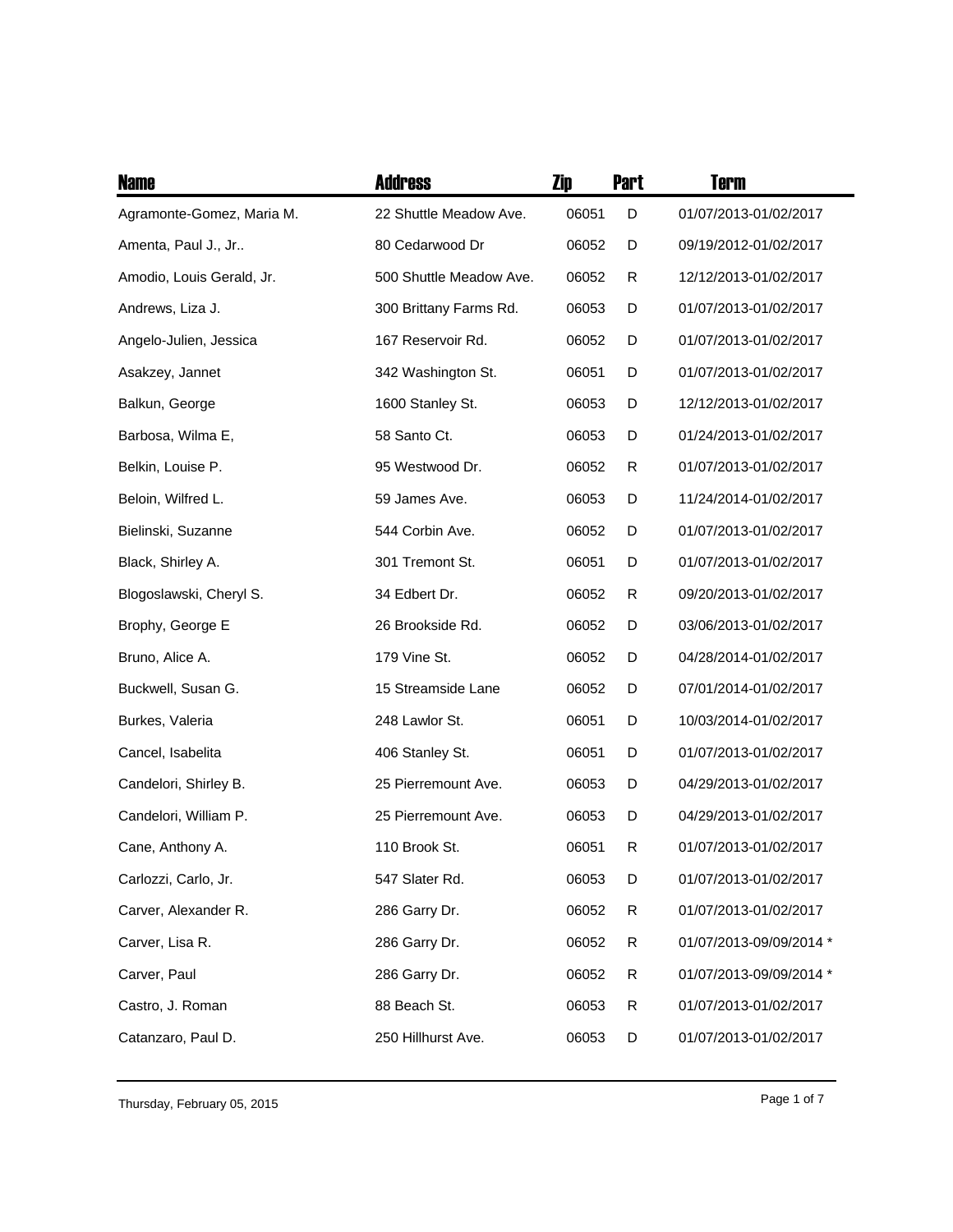| Name | Address | Zip | Part | Term |
|---|---|---|---|---|
| Agramonte-Gomez, Maria M. | 22 Shuttle Meadow Ave. | 06051 | D | 01/07/2013-01/02/2017 |
| Amenta, Paul J., Jr.. | 80 Cedarwood Dr | 06052 | D | 09/19/2012-01/02/2017 |
| Amodio, Louis Gerald, Jr. | 500 Shuttle Meadow Ave. | 06052 | R | 12/12/2013-01/02/2017 |
| Andrews, Liza J. | 300 Brittany Farms Rd. | 06053 | D | 01/07/2013-01/02/2017 |
| Angelo-Julien, Jessica | 167 Reservoir Rd. | 06052 | D | 01/07/2013-01/02/2017 |
| Asakzey, Jannet | 342 Washington St. | 06051 | D | 01/07/2013-01/02/2017 |
| Balkun, George | 1600 Stanley St. | 06053 | D | 12/12/2013-01/02/2017 |
| Barbosa, Wilma E, | 58 Santo Ct. | 06053 | D | 01/24/2013-01/02/2017 |
| Belkin, Louise P. | 95 Westwood Dr. | 06052 | R | 01/07/2013-01/02/2017 |
| Beloin, Wilfred L. | 59 James Ave. | 06053 | D | 11/24/2014-01/02/2017 |
| Bielinski, Suzanne | 544 Corbin Ave. | 06052 | D | 01/07/2013-01/02/2017 |
| Black, Shirley A. | 301 Tremont St. | 06051 | D | 01/07/2013-01/02/2017 |
| Blogoslawski, Cheryl S. | 34 Edbert Dr. | 06052 | R | 09/20/2013-01/02/2017 |
| Brophy, George E | 26 Brookside Rd. | 06052 | D | 03/06/2013-01/02/2017 |
| Bruno, Alice A. | 179 Vine St. | 06052 | D | 04/28/2014-01/02/2017 |
| Buckwell, Susan G. | 15 Streamside Lane | 06052 | D | 07/01/2014-01/02/2017 |
| Burkes, Valeria | 248 Lawlor St. | 06051 | D | 10/03/2014-01/02/2017 |
| Cancel, Isabelita | 406 Stanley St. | 06051 | D | 01/07/2013-01/02/2017 |
| Candelori, Shirley B. | 25 Pierremount Ave. | 06053 | D | 04/29/2013-01/02/2017 |
| Candelori, William P. | 25 Pierremount Ave. | 06053 | D | 04/29/2013-01/02/2017 |
| Cane, Anthony A. | 110 Brook St. | 06051 | R | 01/07/2013-01/02/2017 |
| Carlozzi, Carlo, Jr. | 547 Slater Rd. | 06053 | D | 01/07/2013-01/02/2017 |
| Carver, Alexander R. | 286 Garry Dr. | 06052 | R | 01/07/2013-01/02/2017 |
| Carver, Lisa R. | 286 Garry Dr. | 06052 | R | 01/07/2013-09/09/2014 * |
| Carver, Paul | 286 Garry Dr. | 06052 | R | 01/07/2013-09/09/2014 * |
| Castro, J. Roman | 88 Beach St. | 06053 | R | 01/07/2013-01/02/2017 |
| Catanzaro, Paul D. | 250 Hillhurst Ave. | 06053 | D | 01/07/2013-01/02/2017 |

Thursday, February 05, 2015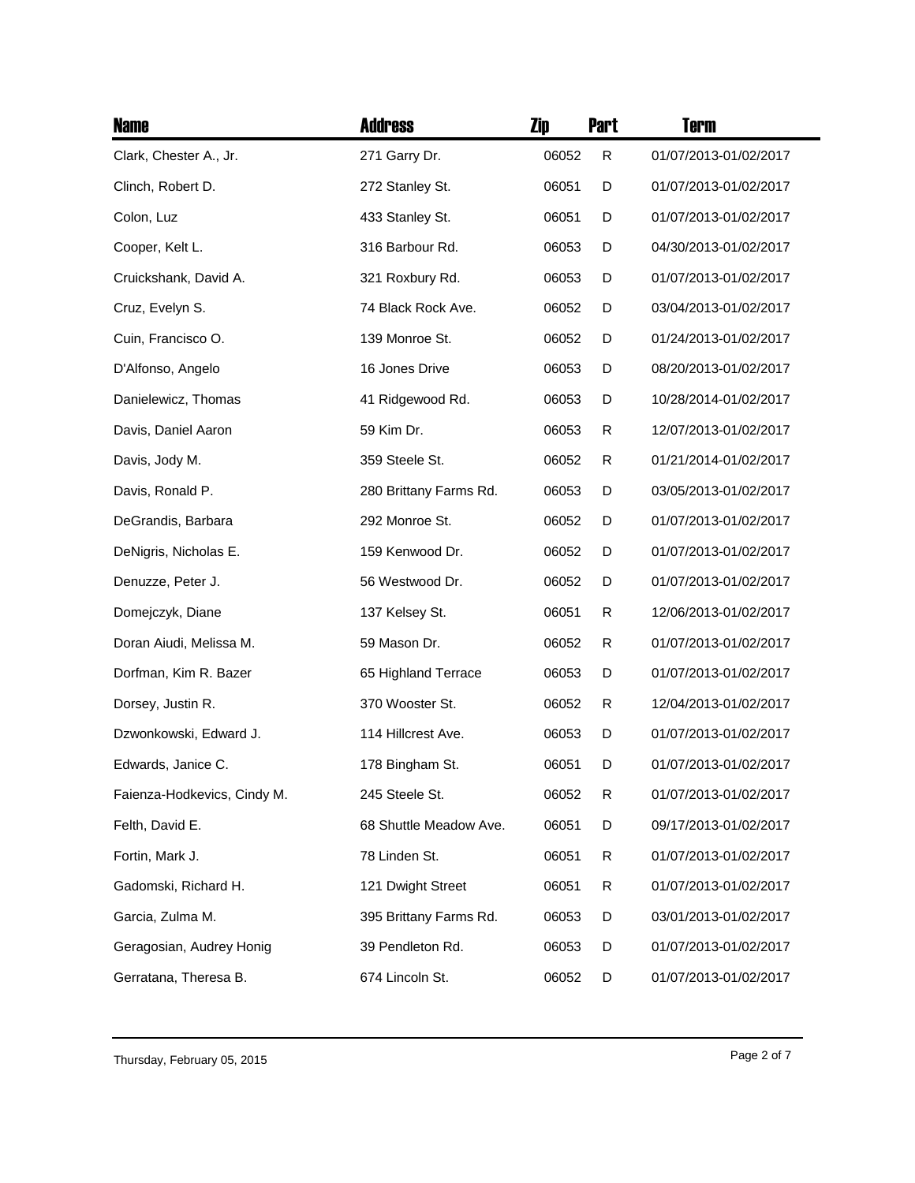| Name | Address | Zip | Part | Term |
|---|---|---|---|---|
| Clark, Chester A., Jr. | 271 Garry Dr. | 06052 | R | 01/07/2013-01/02/2017 |
| Clinch, Robert D. | 272 Stanley St. | 06051 | D | 01/07/2013-01/02/2017 |
| Colon, Luz | 433 Stanley St. | 06051 | D | 01/07/2013-01/02/2017 |
| Cooper, Kelt L. | 316 Barbour Rd. | 06053 | D | 04/30/2013-01/02/2017 |
| Cruickshank, David A. | 321 Roxbury Rd. | 06053 | D | 01/07/2013-01/02/2017 |
| Cruz, Evelyn S. | 74 Black Rock Ave. | 06052 | D | 03/04/2013-01/02/2017 |
| Cuin, Francisco O. | 139 Monroe St. | 06052 | D | 01/24/2013-01/02/2017 |
| D'Alfonso, Angelo | 16 Jones Drive | 06053 | D | 08/20/2013-01/02/2017 |
| Danielewicz, Thomas | 41 Ridgewood Rd. | 06053 | D | 10/28/2014-01/02/2017 |
| Davis, Daniel Aaron | 59 Kim Dr. | 06053 | R | 12/07/2013-01/02/2017 |
| Davis, Jody M. | 359 Steele St. | 06052 | R | 01/21/2014-01/02/2017 |
| Davis, Ronald P. | 280 Brittany Farms Rd. | 06053 | D | 03/05/2013-01/02/2017 |
| DeGrandis, Barbara | 292 Monroe St. | 06052 | D | 01/07/2013-01/02/2017 |
| DeNigris, Nicholas E. | 159 Kenwood Dr. | 06052 | D | 01/07/2013-01/02/2017 |
| Denuzze, Peter J. | 56 Westwood Dr. | 06052 | D | 01/07/2013-01/02/2017 |
| Domejczyk, Diane | 137 Kelsey St. | 06051 | R | 12/06/2013-01/02/2017 |
| Doran Aiudi, Melissa M. | 59 Mason Dr. | 06052 | R | 01/07/2013-01/02/2017 |
| Dorfman, Kim R. Bazer | 65 Highland Terrace | 06053 | D | 01/07/2013-01/02/2017 |
| Dorsey, Justin R. | 370 Wooster St. | 06052 | R | 12/04/2013-01/02/2017 |
| Dzwonkowski, Edward J. | 114 Hillcrest Ave. | 06053 | D | 01/07/2013-01/02/2017 |
| Edwards, Janice C. | 178 Bingham St. | 06051 | D | 01/07/2013-01/02/2017 |
| Faienza-Hodkevics, Cindy M. | 245 Steele St. | 06052 | R | 01/07/2013-01/02/2017 |
| Felth, David E. | 68 Shuttle Meadow Ave. | 06051 | D | 09/17/2013-01/02/2017 |
| Fortin, Mark J. | 78 Linden St. | 06051 | R | 01/07/2013-01/02/2017 |
| Gadomski, Richard H. | 121 Dwight Street | 06051 | R | 01/07/2013-01/02/2017 |
| Garcia, Zulma M. | 395 Brittany Farms Rd. | 06053 | D | 03/01/2013-01/02/2017 |
| Geragosian, Audrey Honig | 39 Pendleton Rd. | 06053 | D | 01/07/2013-01/02/2017 |
| Gerratana, Theresa B. | 674 Lincoln St. | 06052 | D | 01/07/2013-01/02/2017 |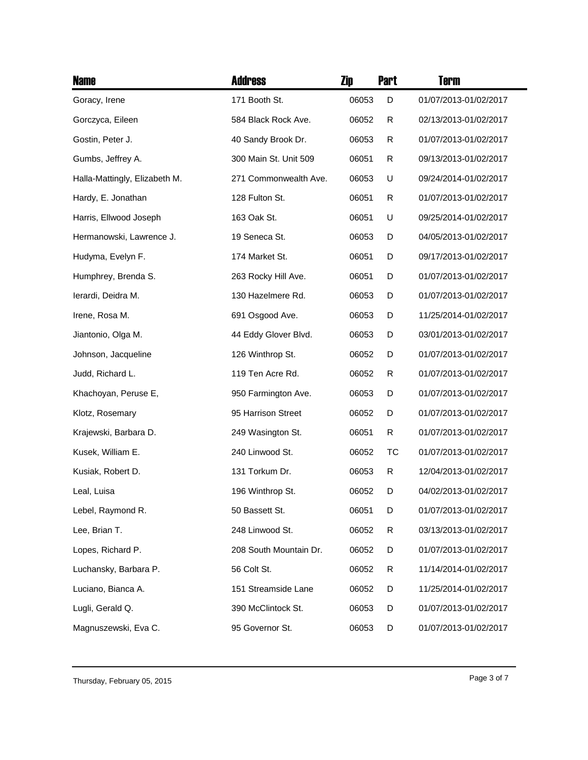| Name | Address | Zip | Part | Term |
|---|---|---|---|---|
| Goracy, Irene | 171 Booth St. | 06053 | D | 01/07/2013-01/02/2017 |
| Gorczyca, Eileen | 584 Black Rock Ave. | 06052 | R | 02/13/2013-01/02/2017 |
| Gostin, Peter J. | 40 Sandy Brook Dr. | 06053 | R | 01/07/2013-01/02/2017 |
| Gumbs, Jeffrey A. | 300 Main St. Unit 509 | 06051 | R | 09/13/2013-01/02/2017 |
| Halla-Mattingly, Elizabeth M. | 271 Commonwealth Ave. | 06053 | U | 09/24/2014-01/02/2017 |
| Hardy, E. Jonathan | 128 Fulton St. | 06051 | R | 01/07/2013-01/02/2017 |
| Harris, Ellwood Joseph | 163 Oak St. | 06051 | U | 09/25/2014-01/02/2017 |
| Hermanowski, Lawrence J. | 19 Seneca St. | 06053 | D | 04/05/2013-01/02/2017 |
| Hudyma, Evelyn F. | 174 Market St. | 06051 | D | 09/17/2013-01/02/2017 |
| Humphrey, Brenda S. | 263 Rocky Hill Ave. | 06051 | D | 01/07/2013-01/02/2017 |
| Ierardi, Deidra M. | 130 Hazelmere Rd. | 06053 | D | 01/07/2013-01/02/2017 |
| Irene, Rosa M. | 691 Osgood Ave. | 06053 | D | 11/25/2014-01/02/2017 |
| Jiantonio, Olga M. | 44 Eddy Glover Blvd. | 06053 | D | 03/01/2013-01/02/2017 |
| Johnson, Jacqueline | 126 Winthrop St. | 06052 | D | 01/07/2013-01/02/2017 |
| Judd, Richard L. | 119 Ten Acre Rd. | 06052 | R | 01/07/2013-01/02/2017 |
| Khachoyan, Peruse E, | 950 Farmington Ave. | 06053 | D | 01/07/2013-01/02/2017 |
| Klotz, Rosemary | 95 Harrison Street | 06052 | D | 01/07/2013-01/02/2017 |
| Krajewski, Barbara D. | 249 Wasington St. | 06051 | R | 01/07/2013-01/02/2017 |
| Kusek, William E. | 240 Linwood St. | 06052 | TC | 01/07/2013-01/02/2017 |
| Kusiak, Robert D. | 131 Torkum Dr. | 06053 | R | 12/04/2013-01/02/2017 |
| Leal, Luisa | 196 Winthrop St. | 06052 | D | 04/02/2013-01/02/2017 |
| Lebel, Raymond R. | 50 Bassett St. | 06051 | D | 01/07/2013-01/02/2017 |
| Lee, Brian T. | 248 Linwood St. | 06052 | R | 03/13/2013-01/02/2017 |
| Lopes, Richard P. | 208 South Mountain Dr. | 06052 | D | 01/07/2013-01/02/2017 |
| Luchansky, Barbara P. | 56 Colt St. | 06052 | R | 11/14/2014-01/02/2017 |
| Luciano, Bianca A. | 151 Streamside Lane | 06052 | D | 11/25/2014-01/02/2017 |
| Lugli, Gerald Q. | 390 McClintock St. | 06053 | D | 01/07/2013-01/02/2017 |
| Magnuszewski, Eva C. | 95 Governor St. | 06053 | D | 01/07/2013-01/02/2017 |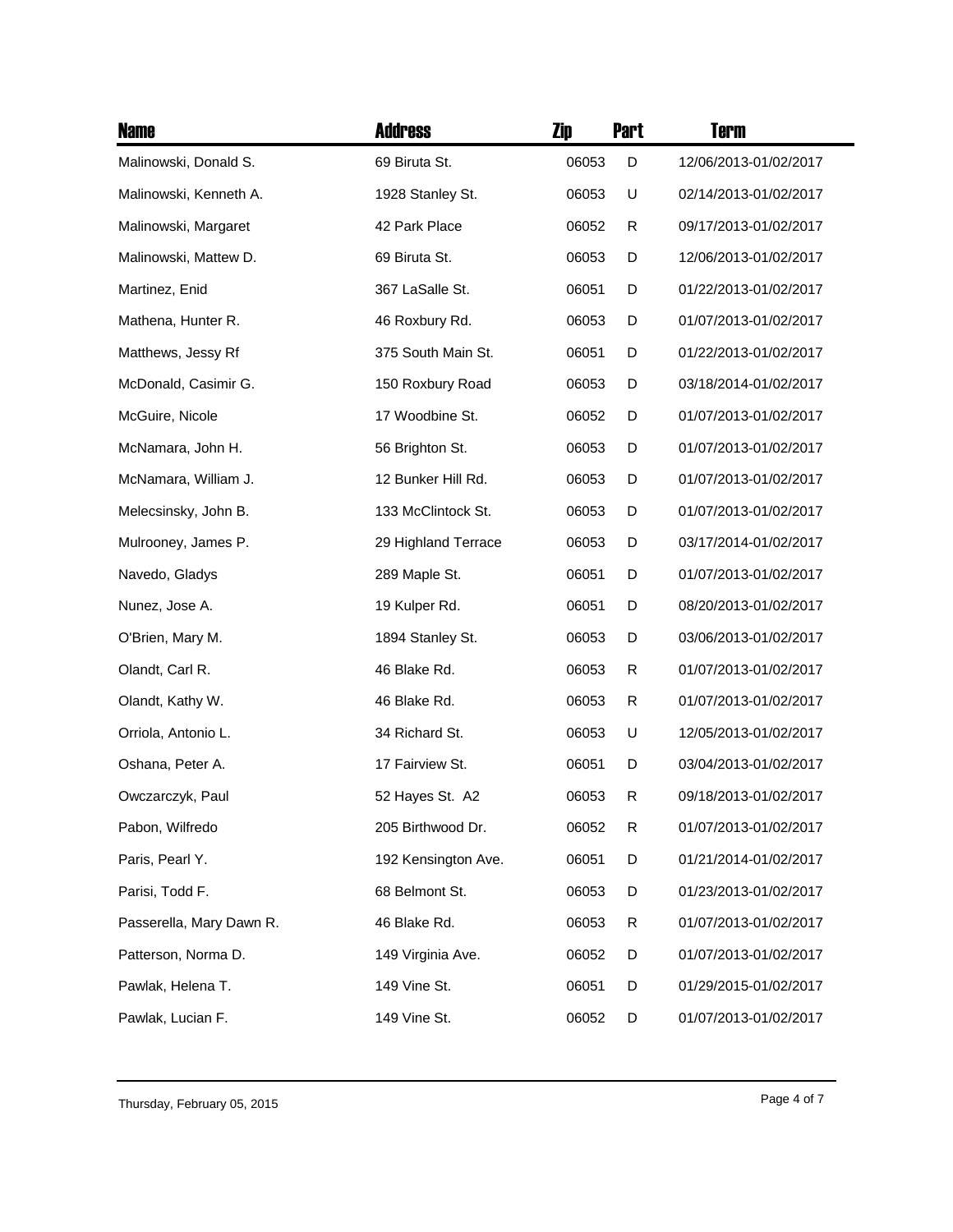| Name | Address | Zip | Part | Term |
| --- | --- | --- | --- | --- |
| Malinowski, Donald S. | 69 Biruta St. | 06053 | D | 12/06/2013-01/02/2017 |
| Malinowski, Kenneth A. | 1928 Stanley St. | 06053 | U | 02/14/2013-01/02/2017 |
| Malinowski, Margaret | 42 Park Place | 06052 | R | 09/17/2013-01/02/2017 |
| Malinowski, Mattew D. | 69 Biruta St. | 06053 | D | 12/06/2013-01/02/2017 |
| Martinez, Enid | 367 LaSalle St. | 06051 | D | 01/22/2013-01/02/2017 |
| Mathena, Hunter R. | 46 Roxbury Rd. | 06053 | D | 01/07/2013-01/02/2017 |
| Matthews, Jessy Rf | 375 South Main St. | 06051 | D | 01/22/2013-01/02/2017 |
| McDonald, Casimir G. | 150 Roxbury Road | 06053 | D | 03/18/2014-01/02/2017 |
| McGuire, Nicole | 17 Woodbine St. | 06052 | D | 01/07/2013-01/02/2017 |
| McNamara, John H. | 56 Brighton St. | 06053 | D | 01/07/2013-01/02/2017 |
| McNamara, William J. | 12 Bunker Hill Rd. | 06053 | D | 01/07/2013-01/02/2017 |
| Melecsinsky, John B. | 133 McClintock St. | 06053 | D | 01/07/2013-01/02/2017 |
| Mulrooney, James P. | 29 Highland Terrace | 06053 | D | 03/17/2014-01/02/2017 |
| Navedo, Gladys | 289 Maple St. | 06051 | D | 01/07/2013-01/02/2017 |
| Nunez, Jose A. | 19 Kulper Rd. | 06051 | D | 08/20/2013-01/02/2017 |
| O'Brien, Mary M. | 1894 Stanley St. | 06053 | D | 03/06/2013-01/02/2017 |
| Olandt, Carl R. | 46 Blake Rd. | 06053 | R | 01/07/2013-01/02/2017 |
| Olandt, Kathy W. | 46 Blake Rd. | 06053 | R | 01/07/2013-01/02/2017 |
| Orriola, Antonio L. | 34 Richard St. | 06053 | U | 12/05/2013-01/02/2017 |
| Oshana, Peter A. | 17 Fairview St. | 06051 | D | 03/04/2013-01/02/2017 |
| Owczarczyk, Paul | 52 Hayes St. A2 | 06053 | R | 09/18/2013-01/02/2017 |
| Pabon, Wilfredo | 205 Birthwood Dr. | 06052 | R | 01/07/2013-01/02/2017 |
| Paris, Pearl Y. | 192 Kensington Ave. | 06051 | D | 01/21/2014-01/02/2017 |
| Parisi, Todd F. | 68 Belmont St. | 06053 | D | 01/23/2013-01/02/2017 |
| Passerella, Mary Dawn R. | 46 Blake Rd. | 06053 | R | 01/07/2013-01/02/2017 |
| Patterson, Norma D. | 149 Virginia Ave. | 06052 | D | 01/07/2013-01/02/2017 |
| Pawlak, Helena T. | 149 Vine St. | 06051 | D | 01/29/2015-01/02/2017 |
| Pawlak, Lucian F. | 149 Vine St. | 06052 | D | 01/07/2013-01/02/2017 |

Thursday, February 05, 2015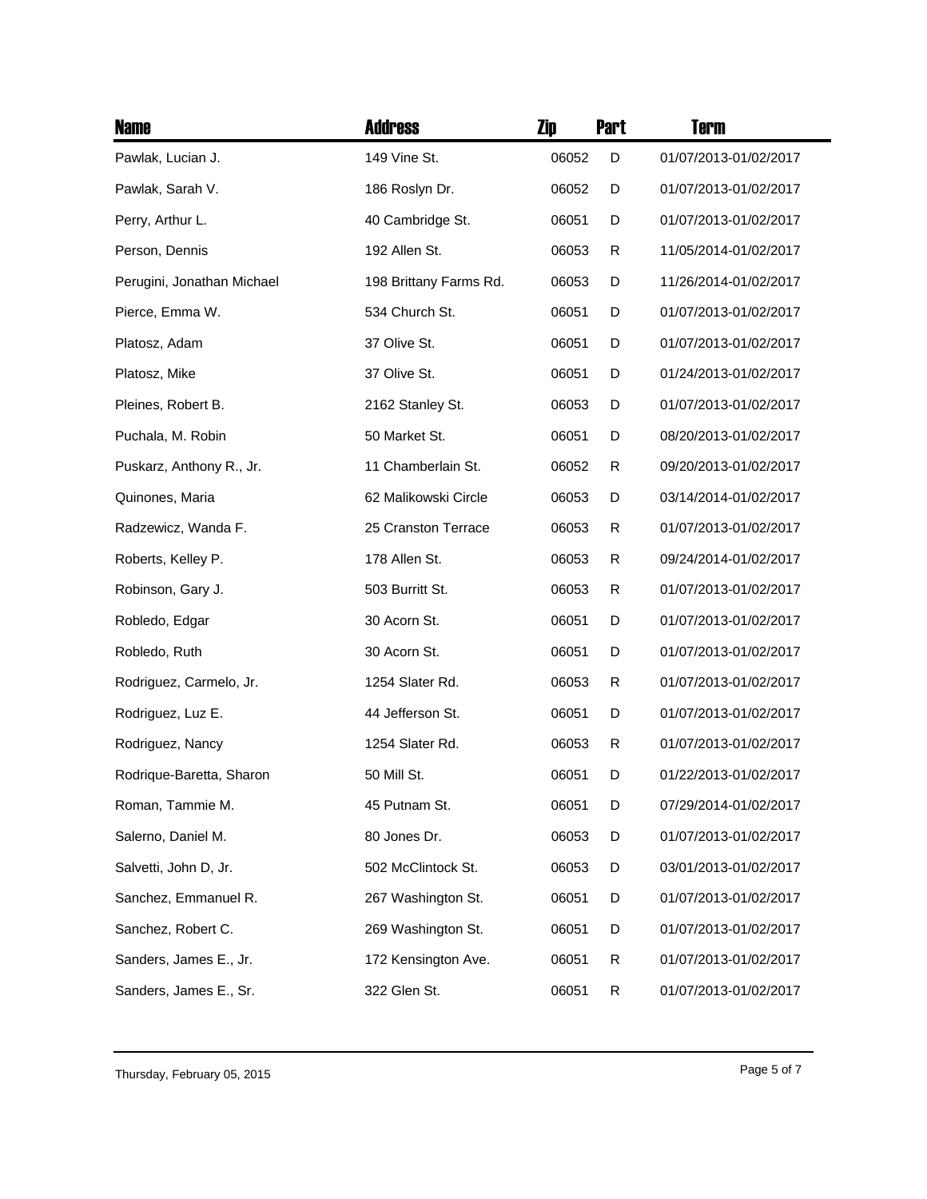| Name | Address | Zip | Part | Term |
|---|---|---|---|---|
| Pawlak, Lucian J. | 149 Vine St. | 06052 | D | 01/07/2013-01/02/2017 |
| Pawlak, Sarah V. | 186 Roslyn Dr. | 06052 | D | 01/07/2013-01/02/2017 |
| Perry, Arthur L. | 40 Cambridge St. | 06051 | D | 01/07/2013-01/02/2017 |
| Person, Dennis | 192 Allen St. | 06053 | R | 11/05/2014-01/02/2017 |
| Perugini, Jonathan Michael | 198 Brittany Farms Rd. | 06053 | D | 11/26/2014-01/02/2017 |
| Pierce, Emma W. | 534 Church St. | 06051 | D | 01/07/2013-01/02/2017 |
| Platosz, Adam | 37 Olive St. | 06051 | D | 01/07/2013-01/02/2017 |
| Platosz, Mike | 37 Olive St. | 06051 | D | 01/24/2013-01/02/2017 |
| Pleines, Robert B. | 2162 Stanley St. | 06053 | D | 01/07/2013-01/02/2017 |
| Puchala, M. Robin | 50 Market St. | 06051 | D | 08/20/2013-01/02/2017 |
| Puskarz, Anthony R., Jr. | 11 Chamberlain St. | 06052 | R | 09/20/2013-01/02/2017 |
| Quinones, Maria | 62 Malikowski Circle | 06053 | D | 03/14/2014-01/02/2017 |
| Radzewicz, Wanda F. | 25 Cranston Terrace | 06053 | R | 01/07/2013-01/02/2017 |
| Roberts, Kelley P. | 178 Allen St. | 06053 | R | 09/24/2014-01/02/2017 |
| Robinson, Gary J. | 503 Burritt St. | 06053 | R | 01/07/2013-01/02/2017 |
| Robledo, Edgar | 30 Acorn St. | 06051 | D | 01/07/2013-01/02/2017 |
| Robledo, Ruth | 30 Acorn St. | 06051 | D | 01/07/2013-01/02/2017 |
| Rodriguez, Carmelo, Jr. | 1254 Slater Rd. | 06053 | R | 01/07/2013-01/02/2017 |
| Rodriguez, Luz E. | 44 Jefferson St. | 06051 | D | 01/07/2013-01/02/2017 |
| Rodriguez, Nancy | 1254 Slater Rd. | 06053 | R | 01/07/2013-01/02/2017 |
| Rodrique-Baretta, Sharon | 50 Mill St. | 06051 | D | 01/22/2013-01/02/2017 |
| Roman, Tammie M. | 45 Putnam St. | 06051 | D | 07/29/2014-01/02/2017 |
| Salerno, Daniel M. | 80 Jones Dr. | 06053 | D | 01/07/2013-01/02/2017 |
| Salvetti, John D, Jr. | 502 McClintock St. | 06053 | D | 03/01/2013-01/02/2017 |
| Sanchez, Emmanuel R. | 267 Washington St. | 06051 | D | 01/07/2013-01/02/2017 |
| Sanchez, Robert C. | 269 Washington St. | 06051 | D | 01/07/2013-01/02/2017 |
| Sanders, James E., Jr. | 172 Kensington Ave. | 06051 | R | 01/07/2013-01/02/2017 |
| Sanders, James E., Sr. | 322 Glen St. | 06051 | R | 01/07/2013-01/02/2017 |

Thursday, February 05, 2015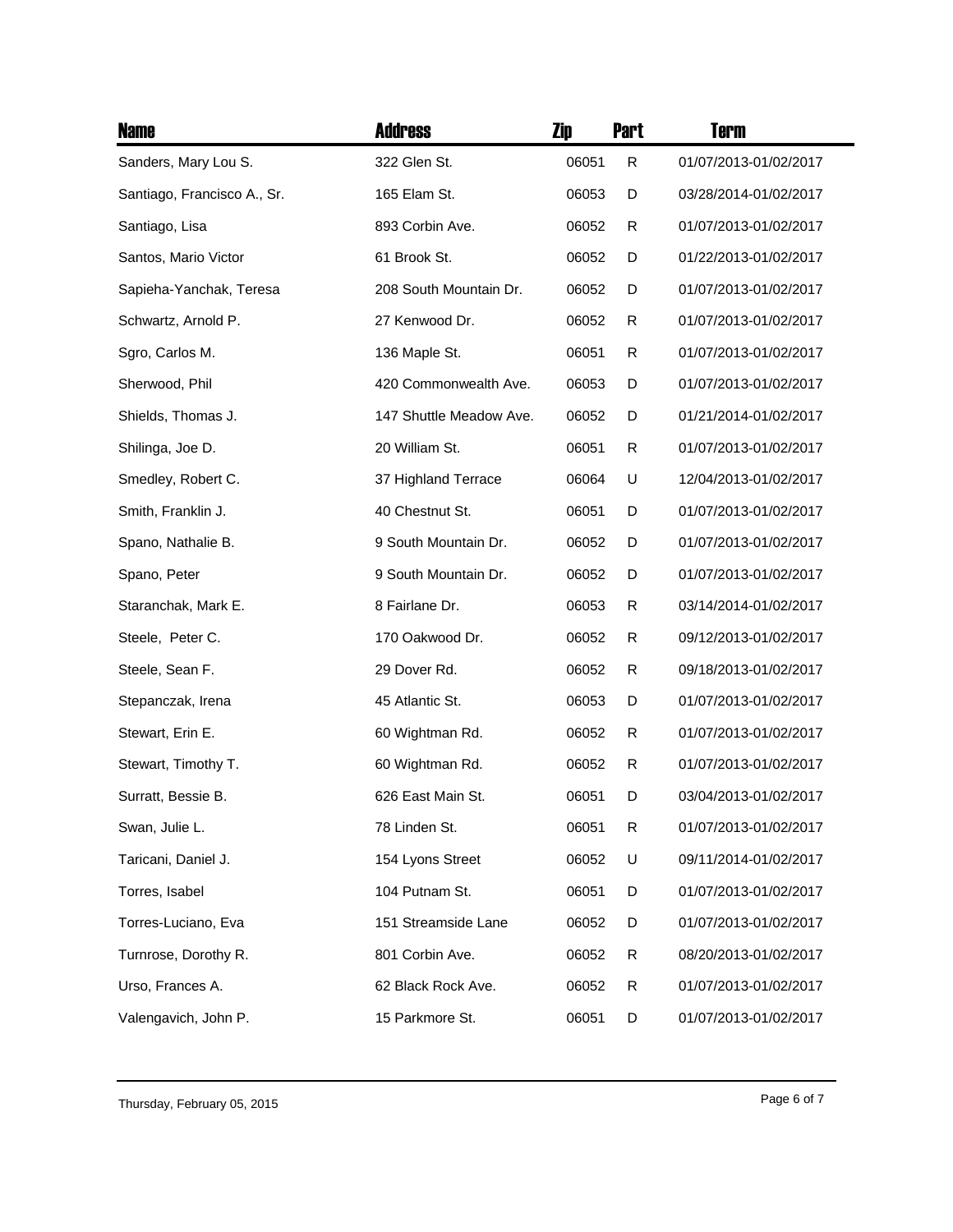| Name | Address | Zip | Part | Term |
|---|---|---|---|---|
| Sanders, Mary Lou S. | 322 Glen St. | 06051 | R | 01/07/2013-01/02/2017 |
| Santiago, Francisco A., Sr. | 165 Elam St. | 06053 | D | 03/28/2014-01/02/2017 |
| Santiago, Lisa | 893 Corbin Ave. | 06052 | R | 01/07/2013-01/02/2017 |
| Santos, Mario Victor | 61 Brook St. | 06052 | D | 01/22/2013-01/02/2017 |
| Sapieha-Yanchak, Teresa | 208 South Mountain Dr. | 06052 | D | 01/07/2013-01/02/2017 |
| Schwartz, Arnold P. | 27 Kenwood Dr. | 06052 | R | 01/07/2013-01/02/2017 |
| Sgro, Carlos M. | 136 Maple St. | 06051 | R | 01/07/2013-01/02/2017 |
| Sherwood, Phil | 420 Commonwealth Ave. | 06053 | D | 01/07/2013-01/02/2017 |
| Shields, Thomas J. | 147 Shuttle Meadow Ave. | 06052 | D | 01/21/2014-01/02/2017 |
| Shilinga, Joe D. | 20 William St. | 06051 | R | 01/07/2013-01/02/2017 |
| Smedley, Robert C. | 37 Highland Terrace | 06064 | U | 12/04/2013-01/02/2017 |
| Smith, Franklin J. | 40 Chestnut St. | 06051 | D | 01/07/2013-01/02/2017 |
| Spano, Nathalie B. | 9 South Mountain Dr. | 06052 | D | 01/07/2013-01/02/2017 |
| Spano, Peter | 9 South Mountain Dr. | 06052 | D | 01/07/2013-01/02/2017 |
| Staranchak, Mark E. | 8 Fairlane Dr. | 06053 | R | 03/14/2014-01/02/2017 |
| Steele, Peter C. | 170 Oakwood Dr. | 06052 | R | 09/12/2013-01/02/2017 |
| Steele, Sean F. | 29 Dover Rd. | 06052 | R | 09/18/2013-01/02/2017 |
| Stepanczak, Irena | 45 Atlantic St. | 06053 | D | 01/07/2013-01/02/2017 |
| Stewart, Erin E. | 60 Wightman Rd. | 06052 | R | 01/07/2013-01/02/2017 |
| Stewart, Timothy T. | 60 Wightman Rd. | 06052 | R | 01/07/2013-01/02/2017 |
| Surratt, Bessie B. | 626 East Main St. | 06051 | D | 03/04/2013-01/02/2017 |
| Swan, Julie L. | 78 Linden St. | 06051 | R | 01/07/2013-01/02/2017 |
| Taricani, Daniel J. | 154 Lyons Street | 06052 | U | 09/11/2014-01/02/2017 |
| Torres, Isabel | 104 Putnam St. | 06051 | D | 01/07/2013-01/02/2017 |
| Torres-Luciano, Eva | 151 Streamside Lane | 06052 | D | 01/07/2013-01/02/2017 |
| Turnrose, Dorothy R. | 801 Corbin Ave. | 06052 | R | 08/20/2013-01/02/2017 |
| Urso, Frances A. | 62 Black Rock Ave. | 06052 | R | 01/07/2013-01/02/2017 |
| Valengavich, John P. | 15 Parkmore St. | 06051 | D | 01/07/2013-01/02/2017 |

Thursday, February 05, 2015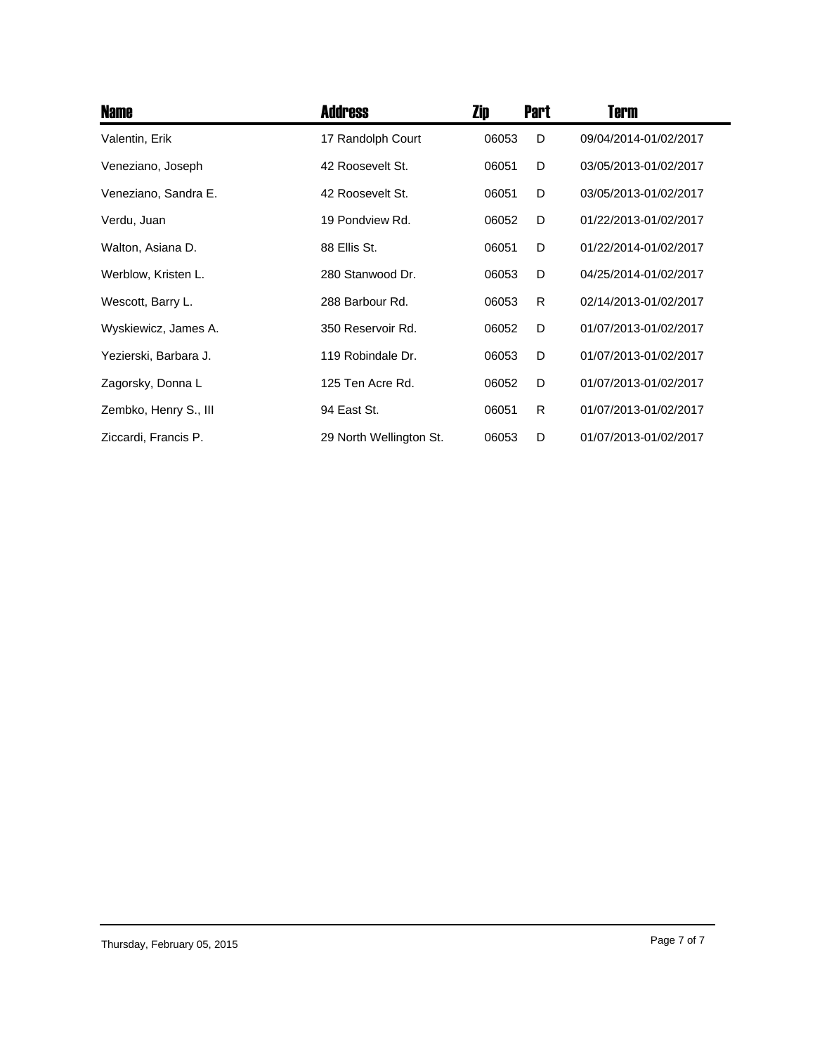| Name | Address | Zip | Part | Term |
|---|---|---|---|---|
| Valentin, Erik | 17 Randolph Court | 06053 | D | 09/04/2014-01/02/2017 |
| Veneziano, Joseph | 42 Roosevelt St. | 06051 | D | 03/05/2013-01/02/2017 |
| Veneziano, Sandra E. | 42 Roosevelt St. | 06051 | D | 03/05/2013-01/02/2017 |
| Verdu, Juan | 19 Pondview Rd. | 06052 | D | 01/22/2013-01/02/2017 |
| Walton, Asiana D. | 88 Ellis St. | 06051 | D | 01/22/2014-01/02/2017 |
| Werblow, Kristen L. | 280 Stanwood Dr. | 06053 | D | 04/25/2014-01/02/2017 |
| Wescott, Barry L. | 288 Barbour Rd. | 06053 | R | 02/14/2013-01/02/2017 |
| Wyskiewicz, James A. | 350 Reservoir Rd. | 06052 | D | 01/07/2013-01/02/2017 |
| Yezierski, Barbara J. | 119 Robindale Dr. | 06053 | D | 01/07/2013-01/02/2017 |
| Zagorsky, Donna L | 125 Ten Acre Rd. | 06052 | D | 01/07/2013-01/02/2017 |
| Zembko, Henry S., III | 94 East St. | 06051 | R | 01/07/2013-01/02/2017 |
| Ziccardi, Francis P. | 29 North Wellington St. | 06053 | D | 01/07/2013-01/02/2017 |

Thursday, February 05, 2015